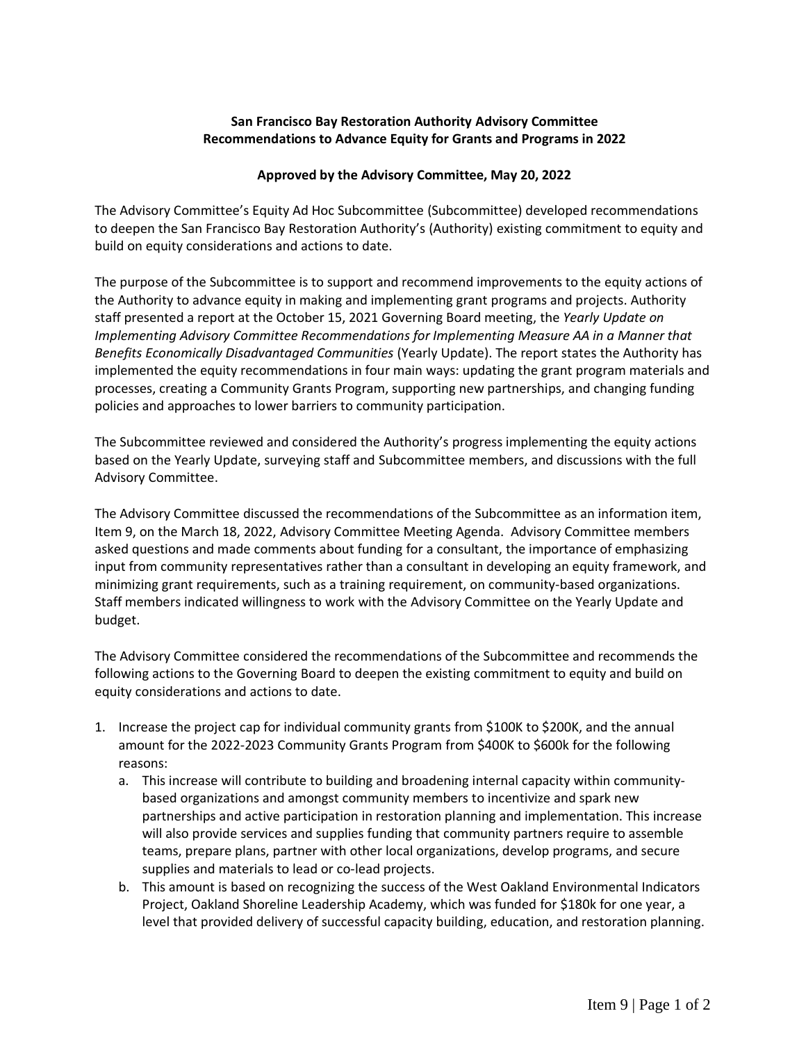**San Francisco Bay Restoration Authority Advisory Committee**
**Recommendations to Advance Equity for Grants and Programs in 2022**

**Approved by the Advisory Committee, May 20, 2022**

The Advisory Committee's Equity Ad Hoc Subcommittee (Subcommittee) developed recommendations to deepen the San Francisco Bay Restoration Authority's (Authority) existing commitment to equity and build on equity considerations and actions to date.

The purpose of the Subcommittee is to support and recommend improvements to the equity actions of the Authority to advance equity in making and implementing grant programs and projects. Authority staff presented a report at the October 15, 2021 Governing Board meeting, the *Yearly Update on Implementing Advisory Committee Recommendations for Implementing Measure AA in a Manner that Benefits Economically Disadvantaged Communities* (Yearly Update). The report states the Authority has implemented the equity recommendations in four main ways: updating the grant program materials and processes, creating a Community Grants Program, supporting new partnerships, and changing funding policies and approaches to lower barriers to community participation.

The Subcommittee reviewed and considered the Authority's progress implementing the equity actions based on the Yearly Update, surveying staff and Subcommittee members, and discussions with the full Advisory Committee.

The Advisory Committee discussed the recommendations of the Subcommittee as an information item, Item 9, on the March 18, 2022, Advisory Committee Meeting Agenda. Advisory Committee members asked questions and made comments about funding for a consultant, the importance of emphasizing input from community representatives rather than a consultant in developing an equity framework, and minimizing grant requirements, such as a training requirement, on community-based organizations. Staff members indicated willingness to work with the Advisory Committee on the Yearly Update and budget.

The Advisory Committee considered the recommendations of the Subcommittee and recommends the following actions to the Governing Board to deepen the existing commitment to equity and build on equity considerations and actions to date.

1. Increase the project cap for individual community grants from $100K to $200K, and the annual amount for the 2022-2023 Community Grants Program from $400K to $600k for the following reasons:
   a. This increase will contribute to building and broadening internal capacity within community-based organizations and amongst community members to incentivize and spark new partnerships and active participation in restoration planning and implementation. This increase will also provide services and supplies funding that community partners require to assemble teams, prepare plans, partner with other local organizations, develop programs, and secure supplies and materials to lead or co-lead projects.
   b. This amount is based on recognizing the success of the West Oakland Environmental Indicators Project, Oakland Shoreline Leadership Academy, which was funded for $180k for one year, a level that provided delivery of successful capacity building, education, and restoration planning.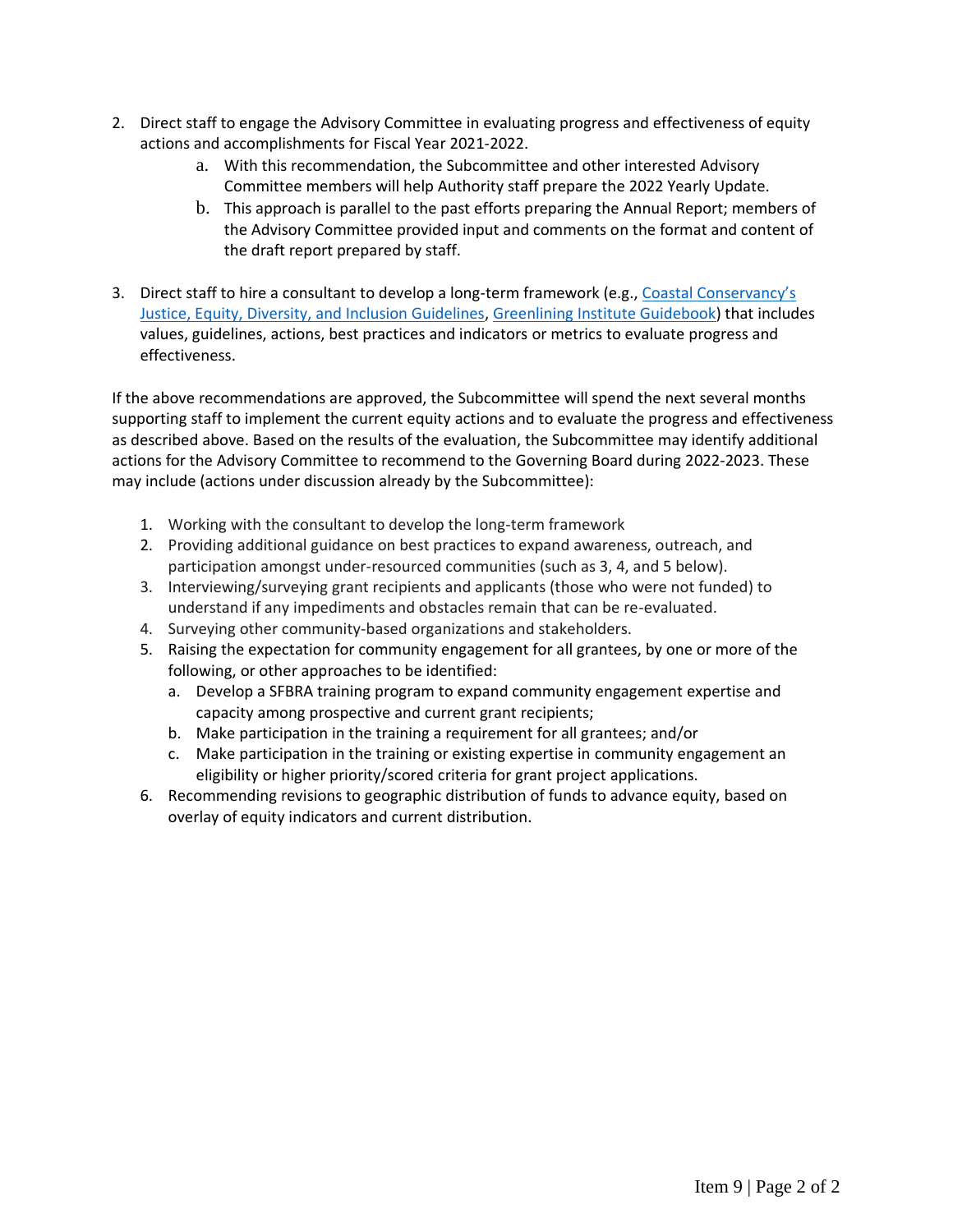2. Direct staff to engage the Advisory Committee in evaluating progress and effectiveness of equity actions and accomplishments for Fiscal Year 2021-2022.
   a. With this recommendation, the Subcommittee and other interested Advisory Committee members will help Authority staff prepare the 2022 Yearly Update.
   b. This approach is parallel to the past efforts preparing the Annual Report; members of the Advisory Committee provided input and comments on the format and content of the draft report prepared by staff.

3. Direct staff to hire a consultant to develop a long-term framework (e.g., Coastal Conservancy's Justice, Equity, Diversity, and Inclusion Guidelines, Greenlining Institute Guidebook) that includes values, guidelines, actions, best practices and indicators or metrics to evaluate progress and effectiveness.

If the above recommendations are approved, the Subcommittee will spend the next several months supporting staff to implement the current equity actions and to evaluate the progress and effectiveness as described above. Based on the results of the evaluation, the Subcommittee may identify additional actions for the Advisory Committee to recommend to the Governing Board during 2022-2023. These may include (actions under discussion already by the Subcommittee):

1. Working with the consultant to develop the long-term framework
2. Providing additional guidance on best practices to expand awareness, outreach, and participation amongst under-resourced communities (such as 3, 4, and 5 below).
3. Interviewing/surveying grant recipients and applicants (those who were not funded) to understand if any impediments and obstacles remain that can be re-evaluated.
4. Surveying other community-based organizations and stakeholders.
5. Raising the expectation for community engagement for all grantees, by one or more of the following, or other approaches to be identified:
   a. Develop a SFBRA training program to expand community engagement expertise and capacity among prospective and current grant recipients;
   b. Make participation in the training a requirement for all grantees; and/or
   c. Make participation in the training or existing expertise in community engagement an eligibility or higher priority/scored criteria for grant project applications.
6. Recommending revisions to geographic distribution of funds to advance equity, based on overlay of equity indicators and current distribution.